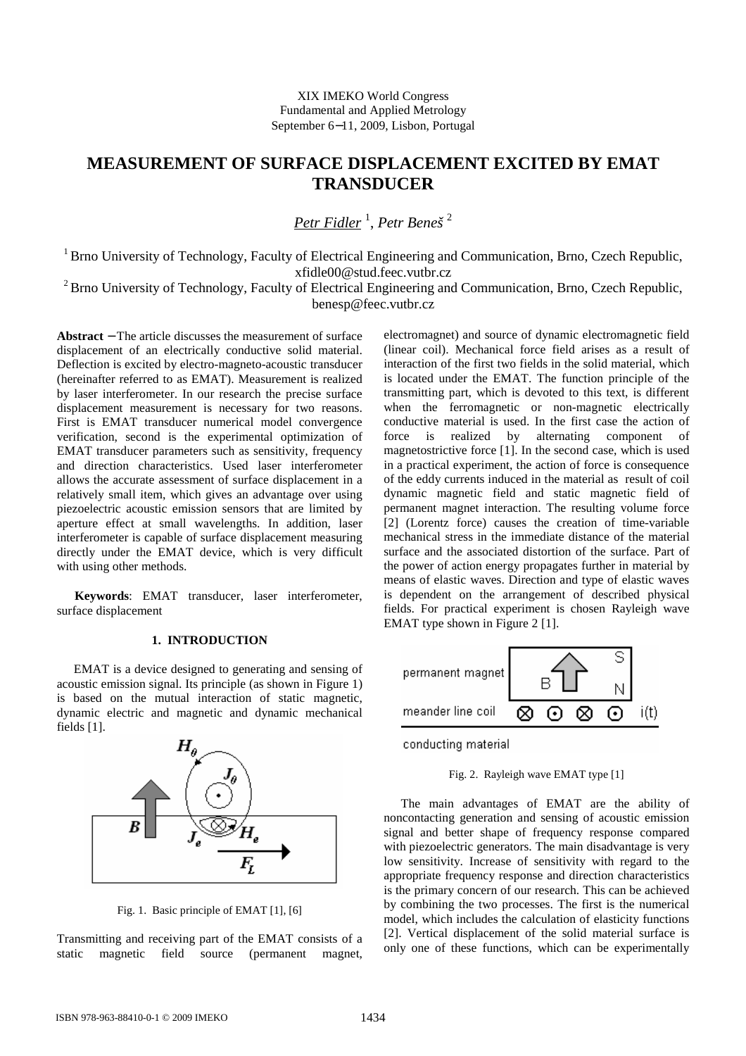XIX IMEKO World Congress
Fundamental and Applied Metrology
September 6−11, 2009, Lisbon, Portugal

# MEASUREMENT OF SURFACE DISPLACEMENT EXCITED BY EMAT TRANSDUCER

*Petr Fidler* [1], *Petr Beneš* [2]

[1] Brno University of Technology, Faculty of Electrical Engineering and Communication, Brno, Czech Republic, xfidle00@stud.feec.vutbr.cz

[2] Brno University of Technology, Faculty of Electrical Engineering and Communication, Brno, Czech Republic, benesp@feec.vutbr.cz

**Abstract** − The article discusses the measurement of surface displacement of an electrically conductive solid material. Deflection is excited by electro-magneto-acoustic transducer (hereinafter referred to as EMAT). Measurement is realized by laser interferometer. In our research the precise surface displacement measurement is necessary for two reasons. First is EMAT transducer numerical model convergence verification, second is the experimental optimization of EMAT transducer parameters such as sensitivity, frequency and direction characteristics. Used laser interferometer allows the accurate assessment of surface displacement in a relatively small item, which gives an advantage over using piezoelectric acoustic emission sensors that are limited by aperture effect at small wavelengths. In addition, laser interferometer is capable of surface displacement measuring directly under the EMAT device, which is very difficult with using other methods.

**Keywords**: EMAT transducer, laser interferometer, surface displacement

## 1. INTRODUCTION

EMAT is a device designed to generating and sensing of acoustic emission signal. Its principle (as shown in Figure 1) is based on the mutual interaction of static magnetic, dynamic electric and magnetic and dynamic mechanical fields [1].

Fig. 1. Basic principle of EMAT [1], [6]

Transmitting and receiving part of the EMAT consists of a static magnetic field source (permanent magnet, electromagnet) and source of dynamic electromagnetic field (linear coil). Mechanical force field arises as a result of interaction of the first two fields in the solid material, which is located under the EMAT. The function principle of the transmitting part, which is devoted to this text, is different when the ferromagnetic or non-magnetic electrically conductive material is used. In the first case the action of force is realized by alternating component of magnetostrictive force [1]. In the second case, which is used in a practical experiment, the action of force is consequence of the eddy currents induced in the material as result of coil dynamic magnetic field and static magnetic field of permanent magnet interaction. The resulting volume force [2] (Lorentz force) causes the creation of time-variable mechanical stress in the immediate distance of the material surface and the associated distortion of the surface. Part of the power of action energy propagates further in material by means of elastic waves. Direction and type of elastic waves is dependent on the arrangement of described physical fields. For practical experiment is chosen Rayleigh wave EMAT type shown in Figure 2 [1].

Fig. 2. Rayleigh wave EMAT type [1]

The main advantages of EMAT are the ability of noncontacting generation and sensing of acoustic emission signal and better shape of frequency response compared with piezoelectric generators. The main disadvantage is very low sensitivity. Increase of sensitivity with regard to the appropriate frequency response and direction characteristics is the primary concern of our research. This can be achieved by combining the two processes. The first is the numerical model, which includes the calculation of elasticity functions [2]. Vertical displacement of the solid material surface is only one of these functions, which can be experimentally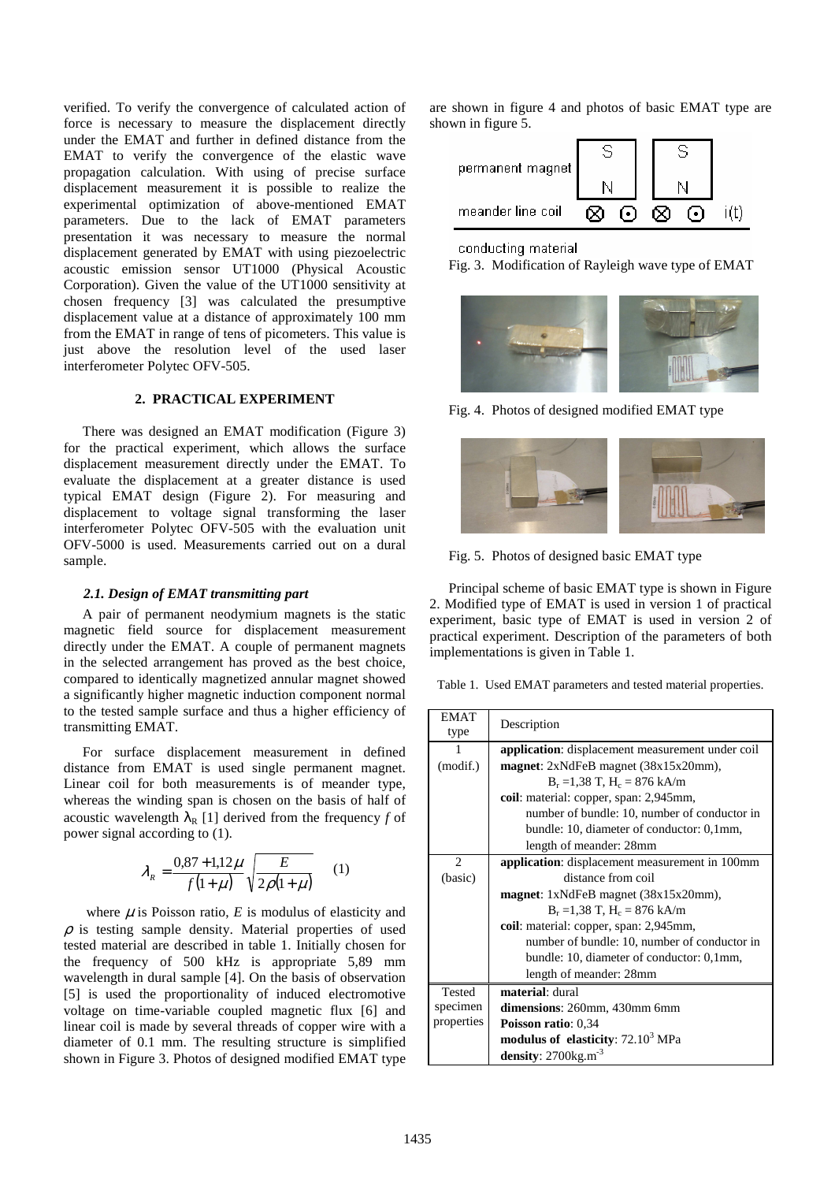verified. To verify the convergence of calculated action of force is necessary to measure the displacement directly under the EMAT and further in defined distance from the EMAT to verify the convergence of the elastic wave propagation calculation. With using of precise surface displacement measurement it is possible to realize the experimental optimization of above-mentioned EMAT parameters. Due to the lack of EMAT parameters presentation it was necessary to measure the normal displacement generated by EMAT with using piezoelectric acoustic emission sensor UT1000 (Physical Acoustic Corporation). Given the value of the UT1000 sensitivity at chosen frequency [3] was calculated the presumptive displacement value at a distance of approximately 100 mm from the EMAT in range of tens of picometers. This value is just above the resolution level of the used laser interferometer Polytec OFV-505.

## 2. PRACTICAL EXPERIMENT

There was designed an EMAT modification (Figure 3) for the practical experiment, which allows the surface displacement measurement directly under the EMAT. To evaluate the displacement at a greater distance is used typical EMAT design (Figure 2). For measuring and displacement to voltage signal transforming the laser interferometer Polytec OFV-505 with the evaluation unit OFV-5000 is used. Measurements carried out on a dural sample.

### *2.1. Design of EMAT transmitting part*

A pair of permanent neodymium magnets is the static magnetic field source for displacement measurement directly under the EMAT. A couple of permanent magnets in the selected arrangement has proved as the best choice, compared to identically magnetized annular magnet showed a significantly higher magnetic induction component normal to the tested sample surface and thus a higher efficiency of transmitting EMAT.

For surface displacement measurement in defined distance from EMAT is used single permanent magnet. Linear coil for both measurements is of meander type, whereas the winding span is chosen on the basis of half of acoustic wavelength $\lambda_R$ [1] derived from the frequency $f$ of power signal according to (1).

$$\lambda_R = \frac{0{,}87 + 1{,}12\mu}{f(1+\mu)}\sqrt{\frac{E}{2\rho(1+\mu)}} \qquad (1)$$

where $\mu$ is Poisson ratio, $E$ is modulus of elasticity and $\rho$ is testing sample density. Material properties of used tested material are described in table 1. Initially chosen for the frequency of 500 kHz is appropriate 5,89 mm wavelength in dural sample [4]. On the basis of observation [5] is used the proportionality of induced electromotive voltage on time-variable coupled magnetic flux [6] and linear coil is made by several threads of copper wire with a diameter of 0.1 mm. The resulting structure is simplified shown in Figure 3. Photos of designed modified EMAT type are shown in figure 4 and photos of basic EMAT type are shown in figure 5.

Fig. 3. Modification of Rayleigh wave type of EMAT

Fig. 4. Photos of designed modified EMAT type

Fig. 5. Photos of designed basic EMAT type

Principal scheme of basic EMAT type is shown in Figure 2. Modified type of EMAT is used in version 1 of practical experiment, basic type of EMAT is used in version 2 of practical experiment. Description of the parameters of both implementations is given in Table 1.

Table 1. Used EMAT parameters and tested material properties.

| EMAT type | Description |
|---|---|
| 1 (modif.) | **application**: displacement measurement under coil<br>**magnet**: 2xNdFeB magnet (38x15x20mm), $B_r$ =1,38 T, $H_c$ = 876 kA/m<br>**coil**: material: copper, span: 2,945mm, number of bundle: 10, number of conductor in bundle: 10, diameter of conductor: 0,1mm, length of meander: 28mm |
| 2 (basic) | **application**: displacement measurement in 100mm distance from coil<br>**magnet**: 1xNdFeB magnet (38x15x20mm), $B_r$ =1,38 T, $H_c$ = 876 kA/m<br>**coil**: material: copper, span: 2,945mm, number of bundle: 10, number of conductor in bundle: 10, diameter of conductor: 0,1mm, length of meander: 28mm |
| Tested specimen properties | **material**: dural<br>**dimensions**: 260mm, 430mm 6mm<br>**Poisson ratio**: 0,34<br>**modulus of elasticity**: $72.10^3$ MPa<br>**density**: $2700\text{kg.m}^{-3}$ |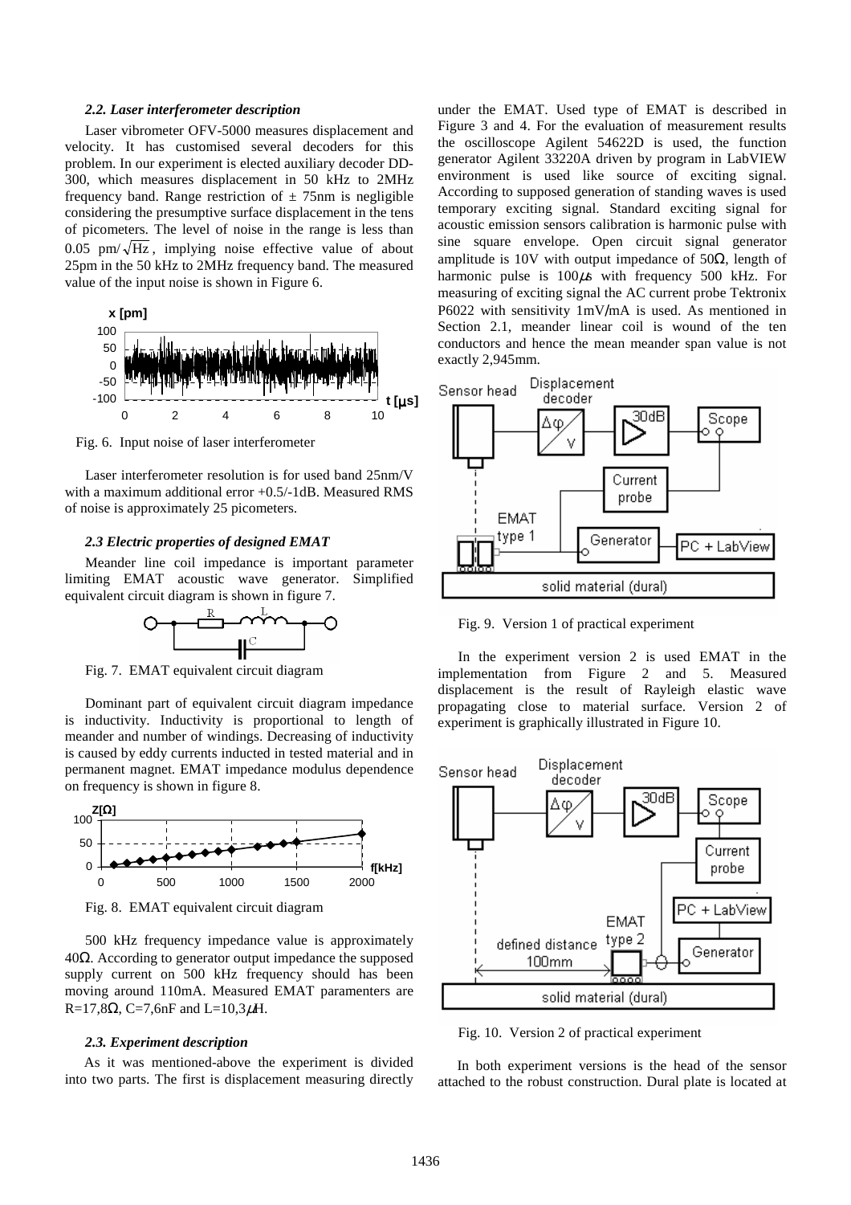### *2.2. Laser interferometer description*

Laser vibrometer OFV-5000 measures displacement and velocity. It has customised several decoders for this problem. In our experiment is elected auxiliary decoder DD-300, which measures displacement in 50 kHz to 2MHz frequency band. Range restriction of ± 75nm is negligible considering the presumptive surface displacement in the tens of picometers. The level of noise in the range is less than 0.05 $\mathrm{pm}/\sqrt{\mathrm{Hz}}$, implying noise effective value of about 25pm in the 50 kHz to 2MHz frequency band. The measured value of the input noise is shown in Figure 6.

Fig. 6. Input noise of laser interferometer

Laser interferometer resolution is for used band 25nm/V with a maximum additional error +0.5/-1dB. Measured RMS of noise is approximately 25 picometers.

### *2.3 Electric properties of designed EMAT*

Meander line coil impedance is important parameter limiting EMAT acoustic wave generator. Simplified equivalent circuit diagram is shown in figure 7.

Fig. 7. EMAT equivalent circuit diagram

Dominant part of equivalent circuit diagram impedance is inductivity. Inductivity is proportional to length of meander and number of windings. Decreasing of inductivity is caused by eddy currents inducted in tested material and in permanent magnet. EMAT impedance modulus dependence on frequency is shown in figure 8.

Fig. 8. EMAT equivalent circuit diagram

500 kHz frequency impedance value is approximately 40Ω. According to generator output impedance the supposed supply current on 500 kHz frequency should has been moving around 110mA. Measured EMAT paramenters are R=17,8Ω, C=7,6nF and L=10,3μH.

### *2.3. Experiment description*

As it was mentioned-above the experiment is divided into two parts. The first is displacement measuring directly under the EMAT. Used type of EMAT is described in Figure 3 and 4. For the evaluation of measurement results the oscilloscope Agilent 54622D is used, the function generator Agilent 33220A driven by program in LabVIEW environment is used like source of exciting signal. According to supposed generation of standing waves is used temporary exciting signal. Standard exciting signal for acoustic emission sensors calibration is harmonic pulse with sine square envelope. Open circuit signal generator amplitude is 10V with output impedance of 50Ω, length of harmonic pulse is 100μs with frequency 500 kHz. For measuring of exciting signal the AC current probe Tektronix P6022 with sensitivity 1mV/mA is used. As mentioned in Section 2.1, meander linear coil is wound of the ten conductors and hence the mean meander span value is not exactly 2,945mm.

Fig. 9. Version 1 of practical experiment

In the experiment version 2 is used EMAT in the implementation from Figure 2 and 5. Measured displacement is the result of Rayleigh elastic wave propagating close to material surface. Version 2 of experiment is graphically illustrated in Figure 10.

Fig. 10. Version 2 of practical experiment

In both experiment versions is the head of the sensor attached to the robust construction. Dural plate is located at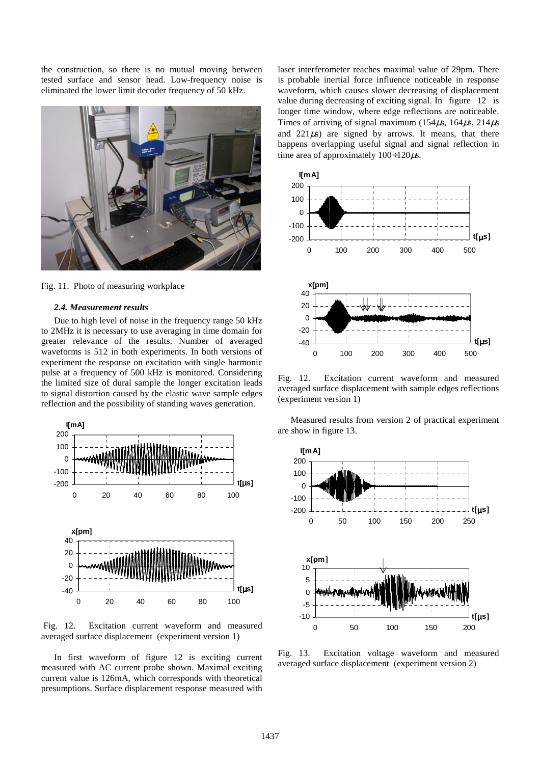the construction, so there is no mutual moving between tested surface and sensor head. Low-frequency noise is eliminated the lower limit decoder frequency of 50 kHz.

Fig. 11. Photo of measuring workplace

### *2.4. Measurement results*

Due to high level of noise in the frequency range 50 kHz to 2MHz it is necessary to use averaging in time domain for greater relevance of the results. Number of averaged waveforms is 512 in both experiments. In both versions of experiment the response on excitation with single harmonic pulse at a frequency of 500 kHz is monitored. Considering the limited size of dural sample the longer excitation leads to signal distortion caused by the elastic wave sample edges reflection and the possibility of standing waves generation.

Fig. 12. Excitation current waveform and measured averaged surface displacement (experiment version 1)

In first waveform of figure 12 is exciting current measured with AC current probe shown. Maximal exciting current value is 126mA, which corresponds with theoretical presumptions. Surface displacement response measured with laser interferometer reaches maximal value of 29pm. There is probable inertial force influence noticeable in response waveform, which causes slower decreasing of displacement value during decreasing of exciting signal. In figure 12 is longer time window, where edge reflections are noticeable. Times of arriving of signal maximum (154$\mu s$, 164$\mu s$, 214$\mu s$ and 221$\mu s$) are signed by arrows. It means, that there happens overlapping useful signal and signal reflection in time area of approximately 100÷120$\mu s$.

Fig. 12. Excitation current waveform and measured averaged surface displacement with sample edges reflections (experiment version 1)

Measured results from version 2 of practical experiment are show in figure 13.

Fig. 13. Excitation voltage waveform and measured averaged surface displacement (experiment version 2)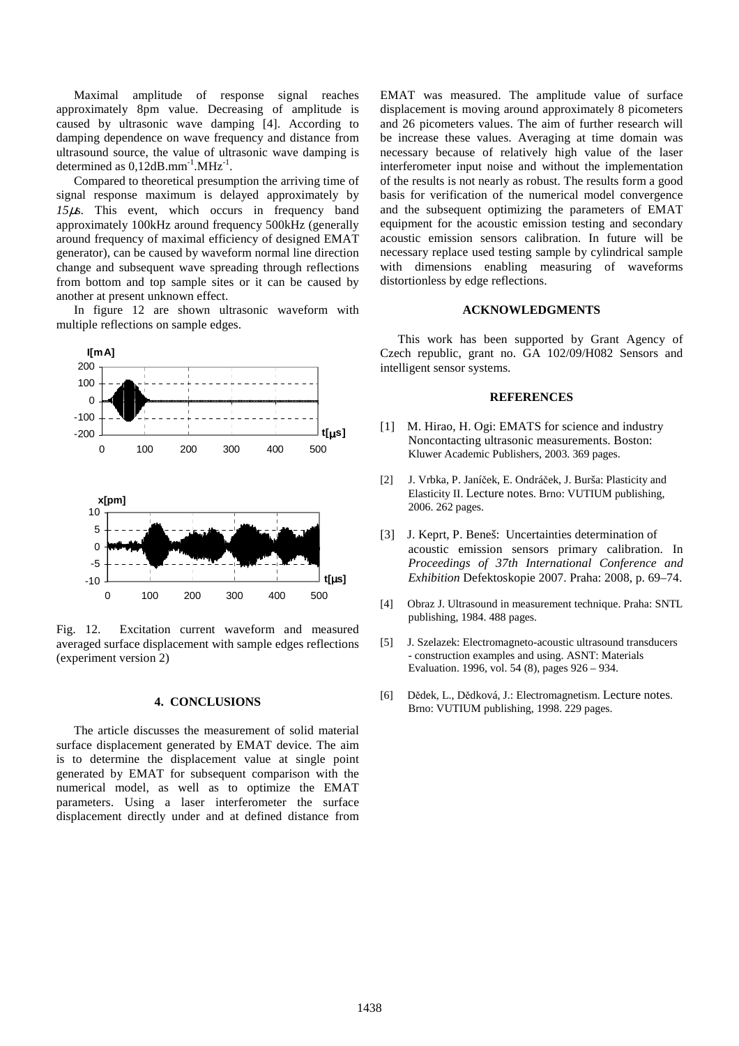Maximal amplitude of response signal reaches approximately 8pm value. Decreasing of amplitude is caused by ultrasonic wave damping [4]. According to damping dependence on wave frequency and distance from ultrasound source, the value of ultrasonic wave damping is determined as $0{,}12\text{dB.mm}^{-1}.\text{MHz}^{-1}$.

Compared to theoretical presumption the arriving time of signal response maximum is delayed approximately by *15μs*. This event, which occurs in frequency band approximately 100kHz around frequency 500kHz (generally around frequency of maximal efficiency of designed EMAT generator), can be caused by waveform normal line direction change and subsequent wave spreading through reflections from bottom and top sample sites or it can be caused by another at present unknown effect.

In figure 12 are shown ultrasonic waveform with multiple reflections on sample edges.

I[mA]
200
100
0
-100
-200
0 100 200 300 400 500
t[μs]

x[pm]
10
5
0
-5
-10
0 100 200 300 400 500
t[μs]

Fig. 12. Excitation current waveform and measured averaged surface displacement with sample edges reflections (experiment version 2)

## 4. CONCLUSIONS

The article discusses the measurement of solid material surface displacement generated by EMAT device. The aim is to determine the displacement value at single point generated by EMAT for subsequent comparison with the numerical model, as well as to optimize the EMAT parameters. Using a laser interferometer the surface displacement directly under and at defined distance from EMAT was measured. The amplitude value of surface displacement is moving around approximately 8 picometers and 26 picometers values. The aim of further research will be increase these values. Averaging at time domain was necessary because of relatively high value of the laser interferometer input noise and without the implementation of the results is not nearly as robust. The results form a good basis for verification of the numerical model convergence and the subsequent optimizing the parameters of EMAT equipment for the acoustic emission testing and secondary acoustic emission sensors calibration. In future will be necessary replace used testing sample by cylindrical sample with dimensions enabling measuring of waveforms distortionless by edge reflections.

## ACKNOWLEDGMENTS

This work has been supported by Grant Agency of Czech republic, grant no. GA 102/09/H082 Sensors and intelligent sensor systems.

## REFERENCES

[1] M. Hirao, H. Ogi: EMATS for science and industry Noncontacting ultrasonic measurements. Boston: Kluwer Academic Publishers, 2003. 369 pages.

[2] J. Vrbka, P. Janíček, E. Ondráček, J. Burša: Plasticity and Elasticity II. Lecture notes. Brno: VUTIUM publishing, 2006. 262 pages.

[3] J. Keprt, P. Beneš: Uncertainties determination of acoustic emission sensors primary calibration. In *Proceedings of 37th International Conference and Exhibition* Defektoskopie 2007. Praha: 2008, p. 69–74.

[4] Obraz J. Ultrasound in measurement technique. Praha: SNTL publishing, 1984. 488 pages.

[5] J. Szelazek: Electromagneto-acoustic ultrasound transducers - construction examples and using. ASNT: Materials Evaluation. 1996, vol. 54 (8), pages 926 – 934.

[6] Dědek, L., Dědková, J.: Electromagnetism. Lecture notes. Brno: VUTIUM publishing, 1998. 229 pages.